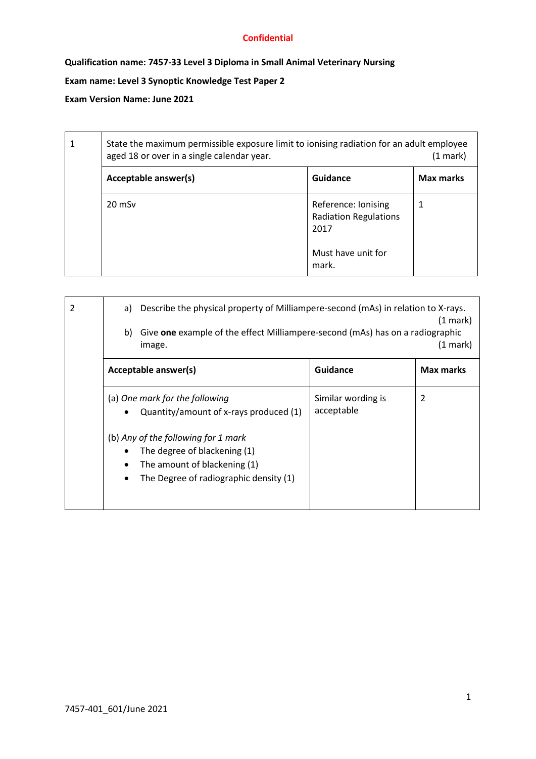Confidential

**Qualification name: 7457-33 Level 3 Diploma in Small Animal Veterinary Nursing**

**Exam name: Level 3 Synoptic Knowledge Test Paper 2**

**Exam Version Name: June 2021**

| 1 | State the maximum permissible exposure limit to ionising radiation for an adult employee aged 18 or over in a single calendar year. (1 mark) | | |
|---|---|---|---|
| | **Acceptable answer(s)** | **Guidance** | **Max marks** |
| | 20 mSv | Reference: Ionising Radiation Regulations 2017<br><br>Must have unit for mark. | 1 |

| 2 | a) Describe the physical property of Milliampere-second (mAs) in relation to X-rays. (1 mark)<br>b) Give **one** example of the effect Milliampere-second (mAs) has on a radiographic image. (1 mark) | | |
|---|---|---|---|
| | **Acceptable answer(s)** | **Guidance** | **Max marks** |
| | (a) *One mark for the following*<br>• Quantity/amount of x-rays produced (1)<br><br>(b) *Any of the following for 1 mark*<br>• The degree of blackening (1)<br>• The amount of blackening (1)<br>• The Degree of radiographic density (1) | Similar wording is acceptable | 2 |

7457-401_601/June 2021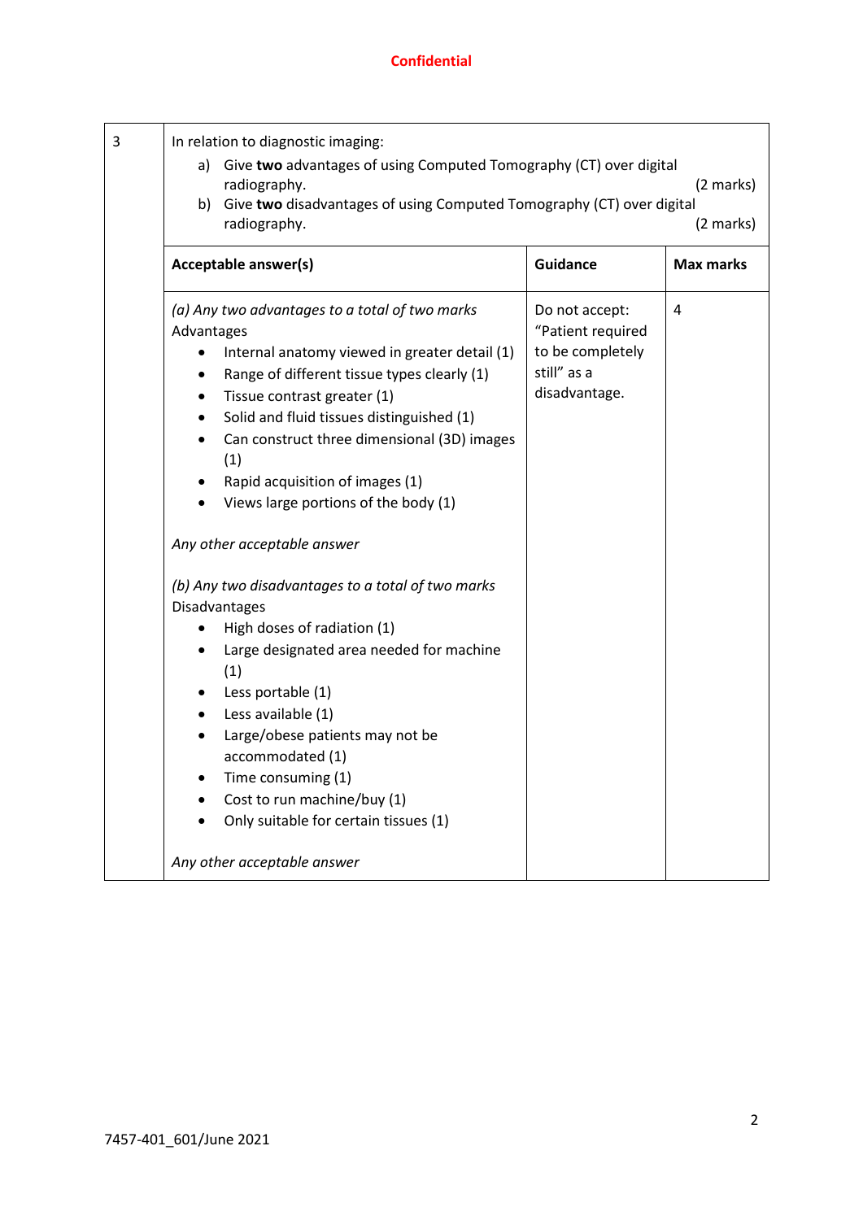Confidential

| 3 | In relation to diagnostic imaging:<br>a) Give **two** advantages of using Computed Tomography (CT) over digital radiography. (2 marks)<br>b) Give **two** disadvantages of using Computed Tomography (CT) over digital radiography. (2 marks) | | |
|---|---|---|---|
| | **Acceptable answer(s)** | **Guidance** | **Max marks** |
| | *(a) Any two advantages to a total of two marks*<br>Advantages<br>• Internal anatomy viewed in greater detail (1)<br>• Range of different tissue types clearly (1)<br>• Tissue contrast greater (1)<br>• Solid and fluid tissues distinguished (1)<br>• Can construct three dimensional (3D) images (1)<br>• Rapid acquisition of images (1)<br>• Views large portions of the body (1)<br><br>*Any other acceptable answer*<br><br>*(b) Any two disadvantages to a total of two marks*<br>Disadvantages<br>• High doses of radiation (1)<br>• Large designated area needed for machine (1)<br>• Less portable (1)<br>• Less available (1)<br>• Large/obese patients may not be accommodated (1)<br>• Time consuming (1)<br>• Cost to run machine/buy (1)<br>• Only suitable for certain tissues (1)<br><br>*Any other acceptable answer* | Do not accept: "Patient required to be completely still" as a disadvantage. | 4 |

7457-401_601/June 2021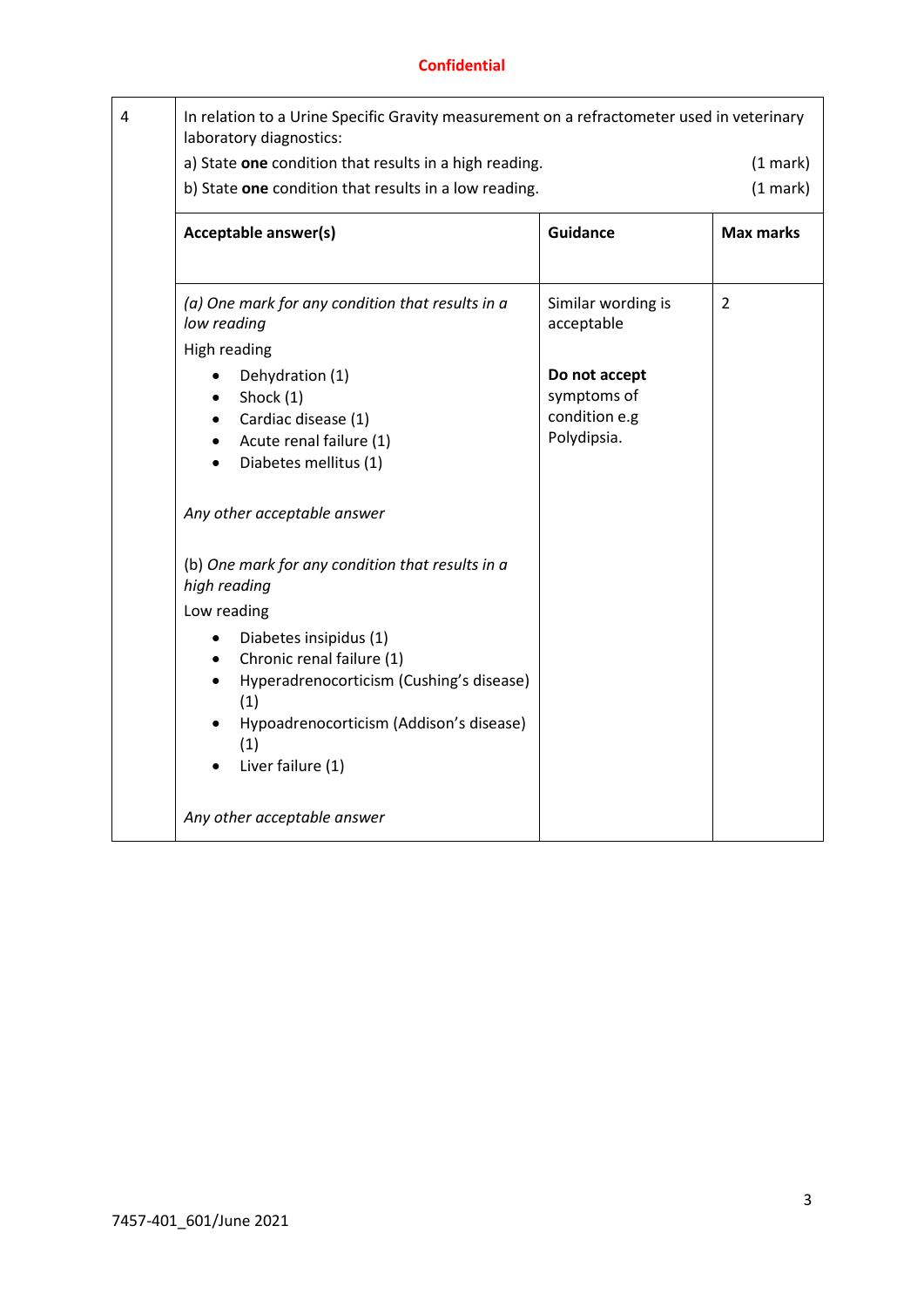Confidential

| 4 | In relation to a Urine Specific Gravity measurement on a refractometer used in veterinary laboratory diagnostics:<br>a) State **one** condition that results in a high reading. (1 mark)<br>b) State **one** condition that results in a low reading. (1 mark) | | |
|---|---|---|---|
| | **Acceptable answer(s)** | **Guidance** | **Max marks** |
| | *(a) One mark for any condition that results in a low reading*<br>High reading<br>• Dehydration (1)<br>• Shock (1)<br>• Cardiac disease (1)<br>• Acute renal failure (1)<br>• Diabetes mellitus (1)<br><br>*Any other acceptable answer*<br><br>(b) *One mark for any condition that results in a high reading*<br>Low reading<br>• Diabetes insipidus (1)<br>• Chronic renal failure (1)<br>• Hyperadrenocorticism (Cushing's disease) (1)<br>• Hypoadrenocorticism (Addison's disease) (1)<br>• Liver failure (1)<br><br>*Any other acceptable answer* | Similar wording is acceptable<br><br>**Do not accept** symptoms of condition e.g Polydipsia. | 2 |

7457-401_601/June 2021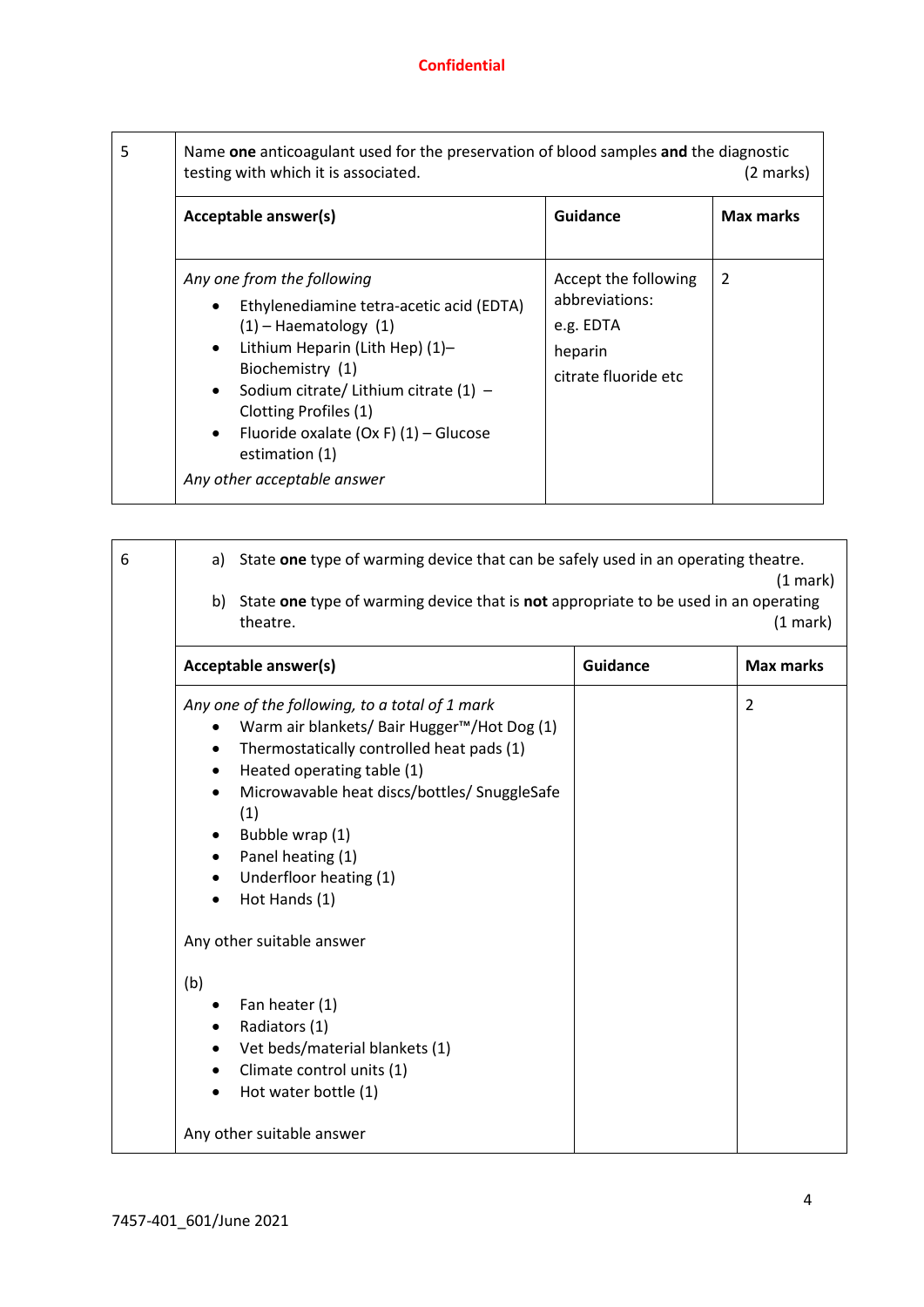Confidential

| 5 | Name **one** anticoagulant used for the preservation of blood samples **and** the diagnostic testing with which it is associated. (2 marks) | | |
|---|---|---|---|
| | **Acceptable answer(s)** | **Guidance** | **Max marks** |
| | *Any one from the following*<br>• Ethylenediamine tetra-acetic acid (EDTA) (1) – Haematology (1)<br>• Lithium Heparin (Lith Hep) (1)– Biochemistry (1)<br>• Sodium citrate/ Lithium citrate (1) – Clotting Profiles (1)<br>• Fluoride oxalate (Ox F) (1) – Glucose estimation (1)<br>*Any other acceptable answer* | Accept the following abbreviations:<br>e.g. EDTA<br>heparin<br>citrate fluoride etc | 2 |

| 6 | a) State **one** type of warming device that can be safely used in an operating theatre. (1 mark)<br>b) State **one** type of warming device that is **not** appropriate to be used in an operating theatre. (1 mark) | | |
|---|---|---|---|
| | **Acceptable answer(s)** | **Guidance** | **Max marks** |
| | *Any one of the following, to a total of 1 mark*<br>• Warm air blankets/ Bair Hugger™/Hot Dog (1)<br>• Thermostatically controlled heat pads (1)<br>• Heated operating table (1)<br>• Microwavable heat discs/bottles/ SnuggleSafe (1)<br>• Bubble wrap (1)<br>• Panel heating (1)<br>• Underfloor heating (1)<br>• Hot Hands (1)<br><br>Any other suitable answer<br><br>(b)<br>• Fan heater (1)<br>• Radiators (1)<br>• Vet beds/material blankets (1)<br>• Climate control units (1)<br>• Hot water bottle (1)<br><br>Any other suitable answer | | 2 |

7457-401_601/June 2021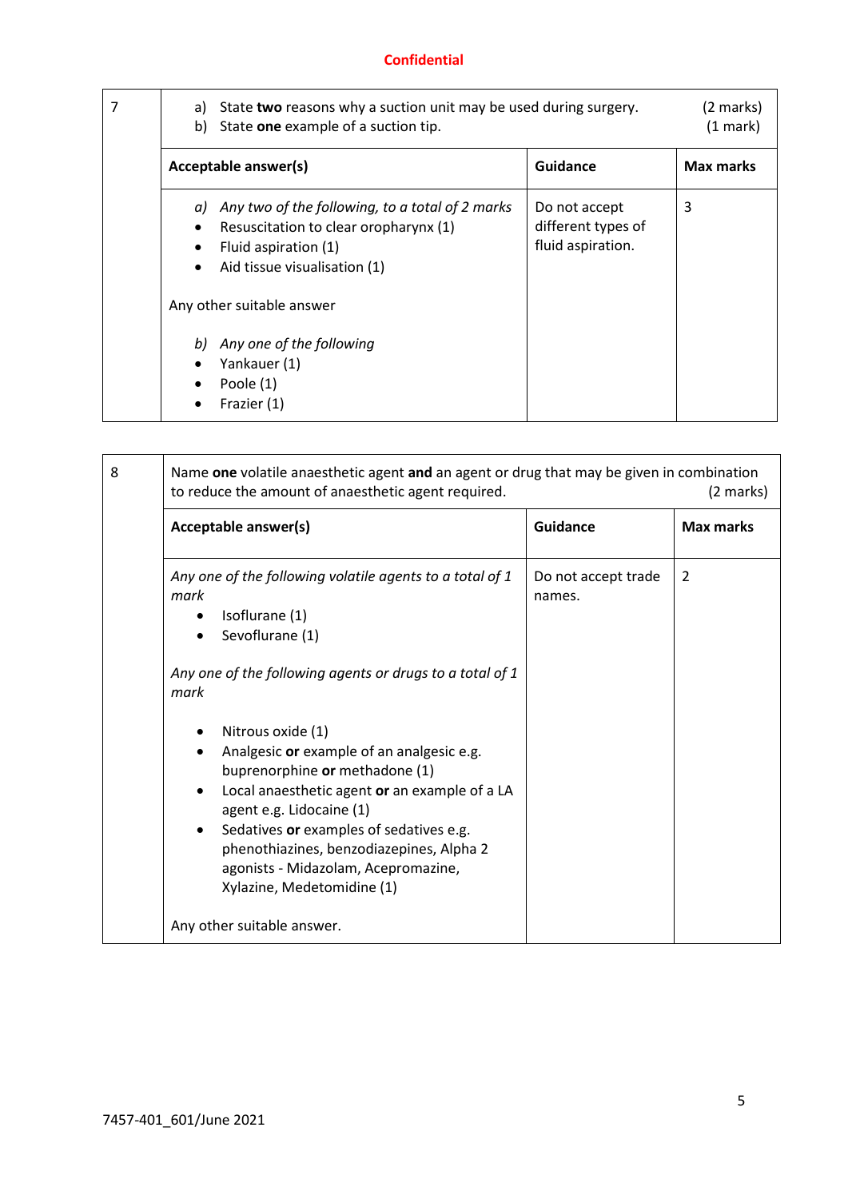**Confidential**

| 7 | a) State **two** reasons why a suction unit may be used during surgery. (2 marks)<br>b) State **one** example of a suction tip. (1 mark) | | |
|---|---|---|---|
| | **Acceptable answer(s)** | **Guidance** | **Max marks** |
| | *a) Any two of the following, to a total of 2 marks*<br>• Resuscitation to clear oropharynx (1)<br>• Fluid aspiration (1)<br>• Aid tissue visualisation (1)<br><br>Any other suitable answer<br><br>*b) Any one of the following*<br>• Yankauer (1)<br>• Poole (1)<br>• Frazier (1) | Do not accept different types of fluid aspiration. | 3 |

| 8 | Name **one** volatile anaesthetic agent **and** an agent or drug that may be given in combination to reduce the amount of anaesthetic agent required. (2 marks) | | |
|---|---|---|---|
| | **Acceptable answer(s)** | **Guidance** | **Max marks** |
| | *Any one of the following volatile agents to a total of 1 mark*<br>• Isoflurane (1)<br>• Sevoflurane (1)<br><br>*Any one of the following agents or drugs to a total of 1 mark*<br>• Nitrous oxide (1)<br>• Analgesic **or** example of an analgesic e.g. buprenorphine **or** methadone (1)<br>• Local anaesthetic agent **or** an example of a LA agent e.g. Lidocaine (1)<br>• Sedatives **or** examples of sedatives e.g. phenothiazines, benzodiazepines, Alpha 2 agonists - Midazolam, Acepromazine, Xylazine, Medetomidine (1)<br><br>Any other suitable answer. | Do not accept trade names. | 2 |

7457-401_601/June 2021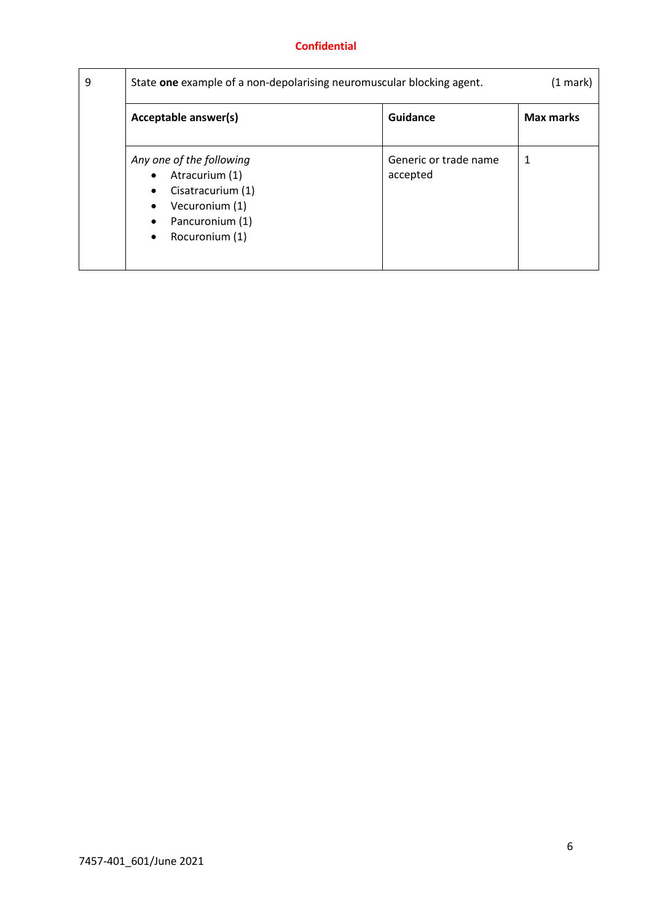Confidential

| 9 | State **one** example of a non-depolarising neuromuscular blocking agent. | | (1 mark) |
|---|---|---|---|
| | **Acceptable answer(s)** | **Guidance** | **Max marks** |
| | *Any one of the following*<br>• Atracurium (1)<br>• Cisatracurium (1)<br>• Vecuronium (1)<br>• Pancuronium (1)<br>• Rocuronium (1) | Generic or trade name accepted | 1 |

7457-401_601/June 2021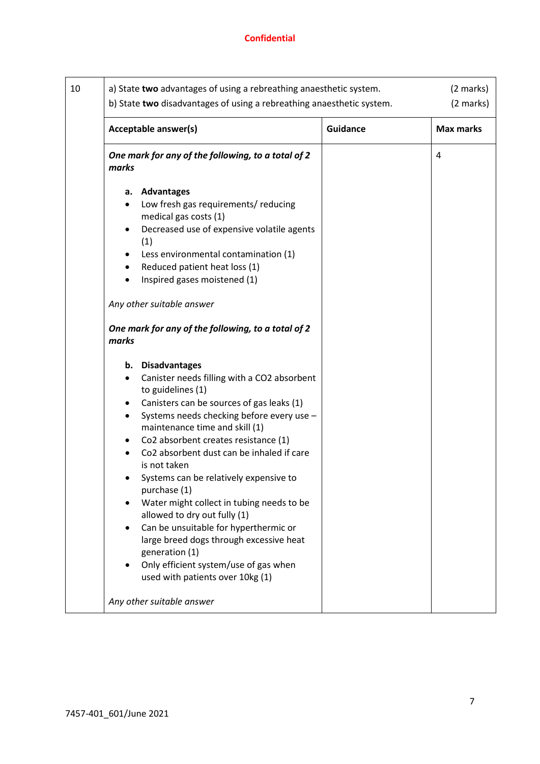Confidential

<table>
<tr>
<td>10</td>
<td colspan="3">a) State <b>two</b> advantages of using a rebreathing anaesthetic system. (2 marks)<br>b) State <b>two</b> disadvantages of using a rebreathing anaesthetic system. (2 marks)</td>
</tr>
<tr>
<td></td>
<td><b>Acceptable answer(s)</b></td>
<td><b>Guidance</b></td>
<td><b>Max marks</b></td>
</tr>
<tr>
<td></td>
<td><i><b>One mark for any of the following, to a total of 2 marks</b></i><br><br><b>a. Advantages</b><br>• Low fresh gas requirements/ reducing medical gas costs (1)<br>• Decreased use of expensive volatile agents (1)<br>• Less environmental contamination (1)<br>• Reduced patient heat loss (1)<br>• Inspired gases moistened (1)<br><br><i>Any other suitable answer</i><br><br><i><b>One mark for any of the following, to a total of 2 marks</b></i><br><br><b>b. Disadvantages</b><br>• Canister needs filling with a CO2 absorbent to guidelines (1)<br>• Canisters can be sources of gas leaks (1)<br>• Systems needs checking before every use – maintenance time and skill (1)<br>• Co2 absorbent creates resistance (1)<br>• Co2 absorbent dust can be inhaled if care is not taken<br>• Systems can be relatively expensive to purchase (1)<br>• Water might collect in tubing needs to be allowed to dry out fully (1)<br>• Can be unsuitable for hyperthermic or large breed dogs through excessive heat generation (1)<br>• Only efficient system/use of gas when used with patients over 10kg (1)<br><br><i>Any other suitable answer</i></td>
<td></td>
<td>4</td>
</tr>
</table>

7457-401_601/June 2021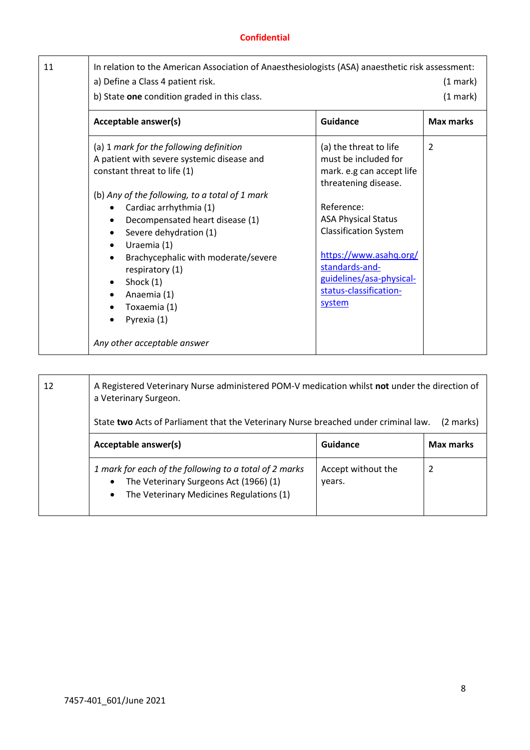| 11 | In relation to the American Association of Anaesthesiologists (ASA) anaesthetic risk assessment:<br>a) Define a Class 4 patient risk. (1 mark)<br>b) State **one** condition graded in this class. (1 mark) | | |
|---|---|---|---|
| | **Acceptable answer(s)** | **Guidance** | **Max marks** |
| | (a) 1 *mark for the following definition*<br>A patient with severe systemic disease and constant threat to life (1)<br><br>(b) *Any of the following, to a total of 1 mark*<br>• Cardiac arrhythmia (1)<br>• Decompensated heart disease (1)<br>• Severe dehydration (1)<br>• Uraemia (1)<br>• Brachycephalic with moderate/severe respiratory (1)<br>• Shock (1)<br>• Anaemia (1)<br>• Toxaemia (1)<br>• Pyrexia (1)<br><br>*Any other acceptable answer* | (a) the threat to life must be included for mark. e.g can accept life threatening disease.<br><br>Reference:<br>ASA Physical Status Classification System<br><br>https://www.asahq.org/standards-and-guidelines/asa-physical-status-classification-system | 2 |

| 12 | A Registered Veterinary Nurse administered POM-V medication whilst **not** under the direction of a Veterinary Surgeon.<br><br>State **two** Acts of Parliament that the Veterinary Nurse breached under criminal law. (2 marks) | | |
|---|---|---|---|
| | **Acceptable answer(s)** | **Guidance** | **Max marks** |
| | *1 mark for each of the following to a total of 2 marks*<br>• The Veterinary Surgeons Act (1966) (1)<br>• The Veterinary Medicines Regulations (1) | Accept without the years. | 2 |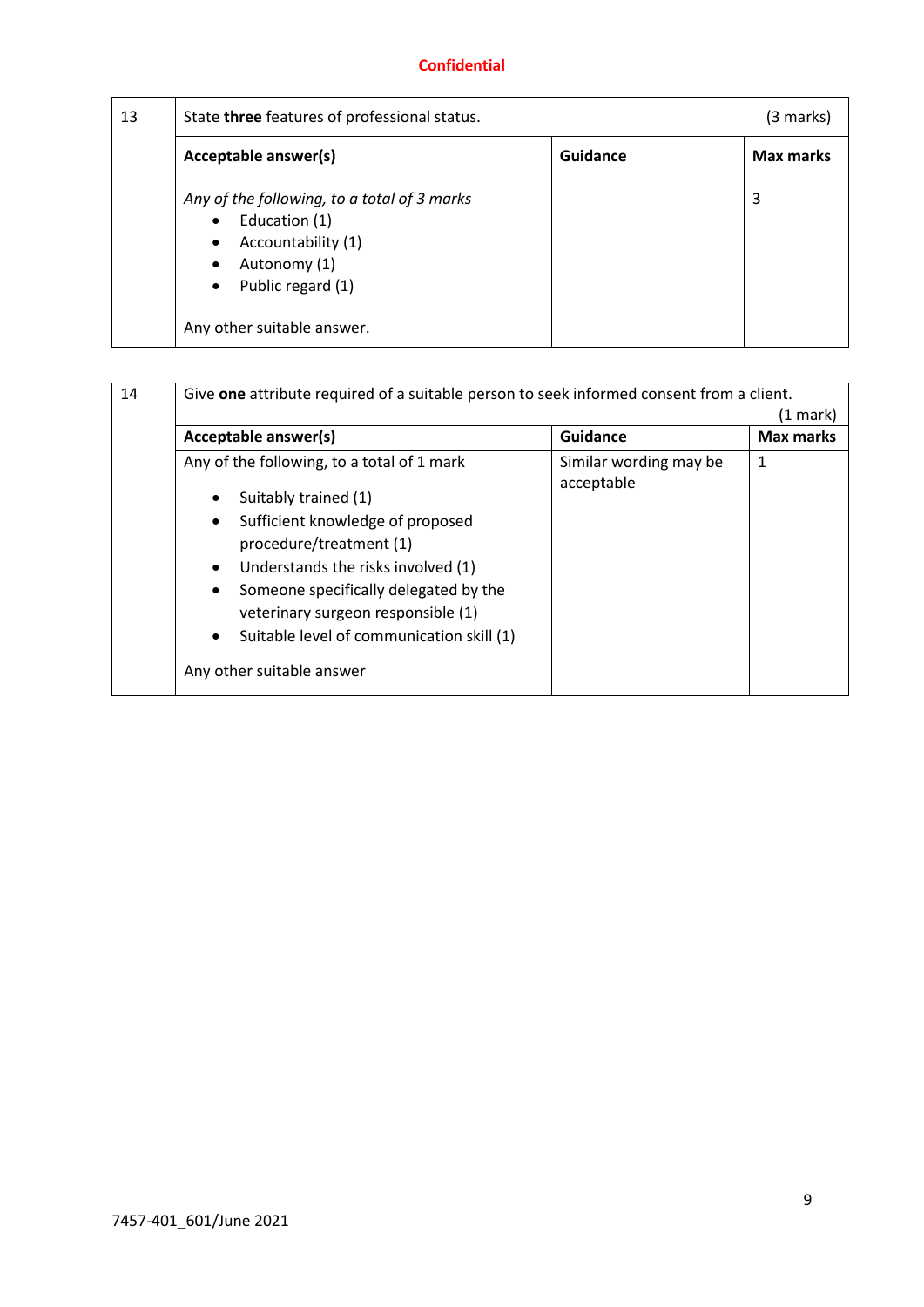**Confidential**

| 13 | State **three** features of professional status. | | (3 marks) |
|---|---|---|---|
| | **Acceptable answer(s)** | **Guidance** | **Max marks** |
| | *Any of the following, to a total of 3 marks*<br>• Education (1)<br>• Accountability (1)<br>• Autonomy (1)<br>• Public regard (1)<br><br>Any other suitable answer. | | 3 |

| 14 | Give **one** attribute required of a suitable person to seek informed consent from a client. (1 mark) | | |
|---|---|---|---|
| | **Acceptable answer(s)** | **Guidance** | **Max marks** |
| | Any of the following, to a total of 1 mark<br>• Suitably trained (1)<br>• Sufficient knowledge of proposed procedure/treatment (1)<br>• Understands the risks involved (1)<br>• Someone specifically delegated by the veterinary surgeon responsible (1)<br>• Suitable level of communication skill (1)<br><br>Any other suitable answer | Similar wording may be acceptable | 1 |

7457-401_601/June 2021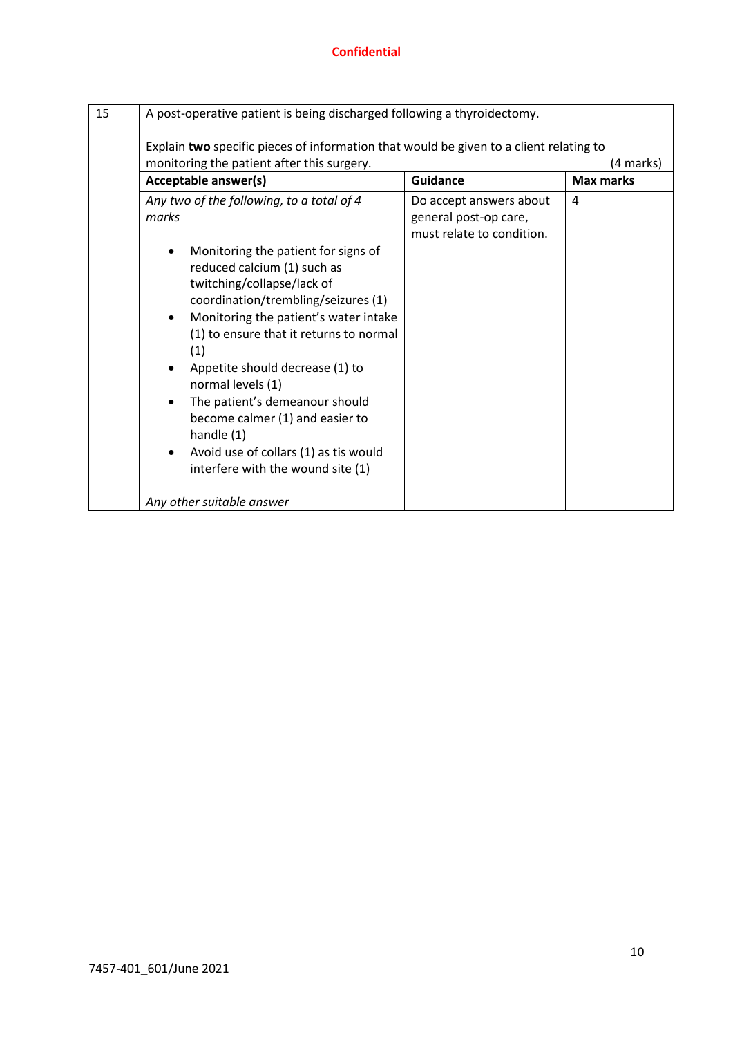**Confidential**

| 15 | A post-operative patient is being discharged following a thyroidectomy.<br><br>Explain **two** specific pieces of information that would be given to a client relating to monitoring the patient after this surgery. (4 marks) | | |
|---|---|---|---|
| | **Acceptable answer(s)** | **Guidance** | **Max marks** |
| | *Any two of the following, to a total of 4 marks*<br><br>• Monitoring the patient for signs of reduced calcium (1) such as twitching/collapse/lack of coordination/trembling/seizures (1)<br>• Monitoring the patient's water intake (1) to ensure that it returns to normal (1)<br>• Appetite should decrease (1) to normal levels (1)<br>• The patient's demeanour should become calmer (1) and easier to handle (1)<br>• Avoid use of collars (1) as tis would interfere with the wound site (1)<br><br>*Any other suitable answer* | Do accept answers about general post-op care, must relate to condition. | 4 |

7457-401_601/June 2021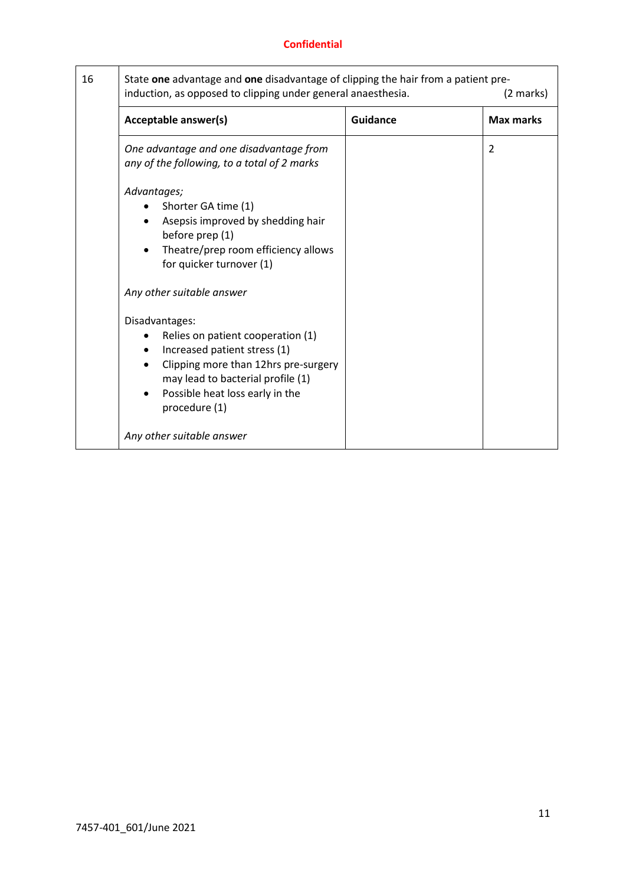Confidential

| 16 | State **one** advantage and **one** disadvantage of clipping the hair from a patient pre-induction, as opposed to clipping under general anaesthesia. (2 marks) | | |
|---|---|---|---|
| | **Acceptable answer(s)** | **Guidance** | **Max marks** |
| | *One advantage and one disadvantage from any of the following, to a total of 2 marks*<br><br>*Advantages;*<br>• Shorter GA time (1)<br>• Asepsis improved by shedding hair before prep (1)<br>• Theatre/prep room efficiency allows for quicker turnover (1)<br><br>*Any other suitable answer*<br><br>Disadvantages:<br>• Relies on patient cooperation (1)<br>• Increased patient stress (1)<br>• Clipping more than 12hrs pre-surgery may lead to bacterial profile (1)<br>• Possible heat loss early in the procedure (1)<br><br>*Any other suitable answer* | | 2 |

7457-401_601/June 2021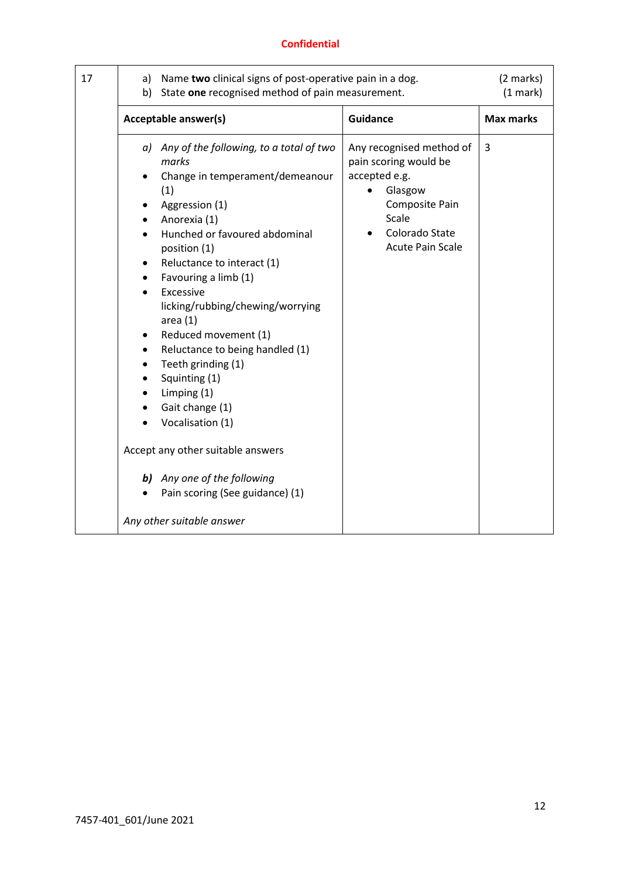| 17 | a) Name **two** clinical signs of post-operative pain in a dog. (2 marks)<br>b) State **one** recognised method of pain measurement. (1 mark) | | |
|---|---|---|---|
| | **Acceptable answer(s)** | **Guidance** | **Max marks** |
| | *a) Any of the following, to a total of two marks*<br>• Change in temperament/demeanour (1)<br>• Aggression (1)<br>• Anorexia (1)<br>• Hunched or favoured abdominal position (1)<br>• Reluctance to interact (1)<br>• Favouring a limb (1)<br>• Excessive licking/rubbing/chewing/worrying area (1)<br>• Reduced movement (1)<br>• Reluctance to being handled (1)<br>• Teeth grinding (1)<br>• Squinting (1)<br>• Limping (1)<br>• Gait change (1)<br>• Vocalisation (1)<br><br>Accept any other suitable answers<br><br>***b)*** *Any one of the following*<br>• Pain scoring (See guidance) (1)<br><br>*Any other suitable answer* | Any recognised method of pain scoring would be accepted e.g.<br>• Glasgow Composite Pain Scale<br>• Colorado State Acute Pain Scale | 3 |

7457-401_601/June 2021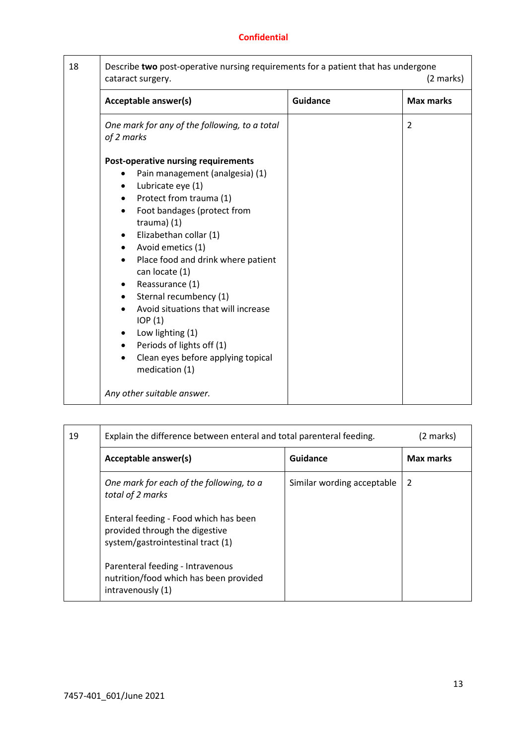**Confidential**

| 18 | Describe **two** post-operative nursing requirements for a patient that has undergone cataract surgery. (2 marks) | | |
|---|---|---|---|
| | **Acceptable answer(s)** | **Guidance** | **Max marks** |
| | *One mark for any of the following, to a total of 2 marks*<br><br>**Post-operative nursing requirements**<br>• Pain management (analgesia) (1)<br>• Lubricate eye (1)<br>• Protect from trauma (1)<br>• Foot bandages (protect from trauma) (1)<br>• Elizabethan collar (1)<br>• Avoid emetics (1)<br>• Place food and drink where patient can locate (1)<br>• Reassurance (1)<br>• Sternal recumbency (1)<br>• Avoid situations that will increase IOP (1)<br>• Low lighting (1)<br>• Periods of lights off (1)<br>• Clean eyes before applying topical medication (1)<br><br>*Any other suitable answer.* | | 2 |

| 19 | Explain the difference between enteral and total parenteral feeding. (2 marks) | | |
|---|---|---|---|
| | **Acceptable answer(s)** | **Guidance** | **Max marks** |
| | *One mark for each of the following, to a total of 2 marks*<br><br>Enteral feeding - Food which has been provided through the digestive system/gastrointestinal tract (1)<br><br>Parenteral feeding - Intravenous nutrition/food which has been provided intravenously (1) | Similar wording acceptable | 2 |

7457-401_601/June 2021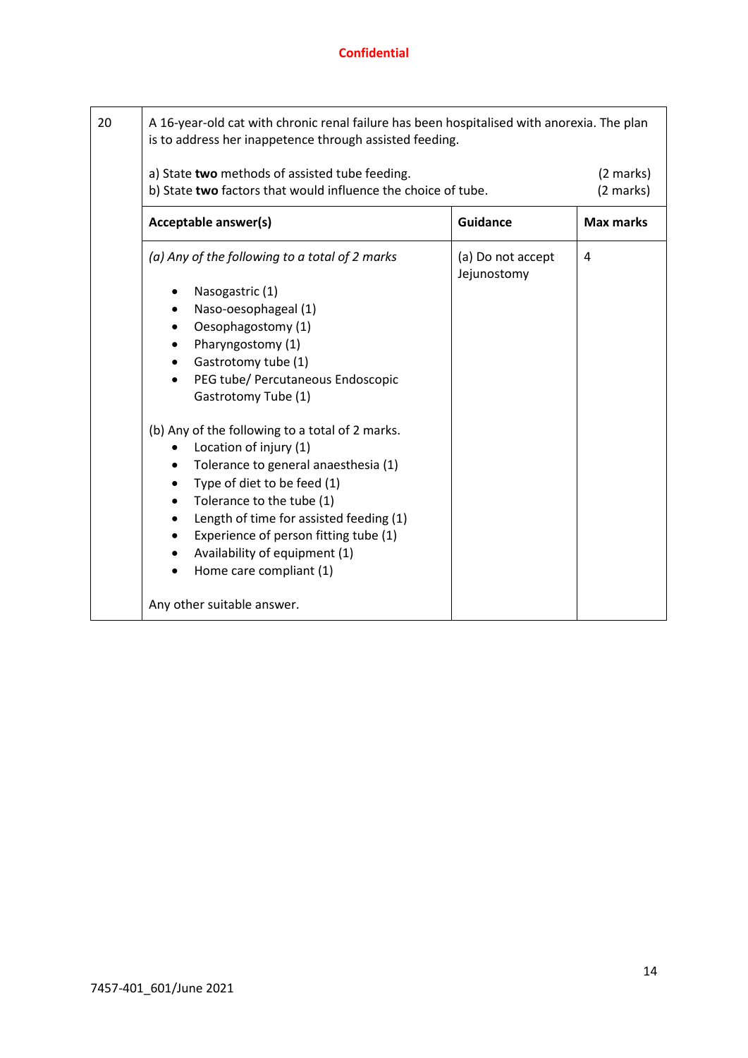| 20 | A 16-year-old cat with chronic renal failure has been hospitalised with anorexia. The plan is to address her inappetence through assisted feeding.<br><br>a) State **two** methods of assisted tube feeding. (2 marks)<br>b) State **two** factors that would influence the choice of tube. (2 marks) | | |
|---|---|---|---|
| | **Acceptable answer(s)** | **Guidance** | **Max marks** |
| | *(a) Any of the following to a total of 2 marks*<br><br>• Nasogastric (1)<br>• Naso-oesophageal (1)<br>• Oesophagostomy (1)<br>• Pharyngostomy (1)<br>• Gastrotomy tube (1)<br>• PEG tube/ Percutaneous Endoscopic Gastrotomy Tube (1)<br><br>(b) Any of the following to a total of 2 marks.<br>• Location of injury (1)<br>• Tolerance to general anaesthesia (1)<br>• Type of diet to be feed (1)<br>• Tolerance to the tube (1)<br>• Length of time for assisted feeding (1)<br>• Experience of person fitting tube (1)<br>• Availability of equipment (1)<br>• Home care compliant (1)<br><br>Any other suitable answer. | (a) Do not accept Jejunostomy | 4 |

7457-401_601/June 2021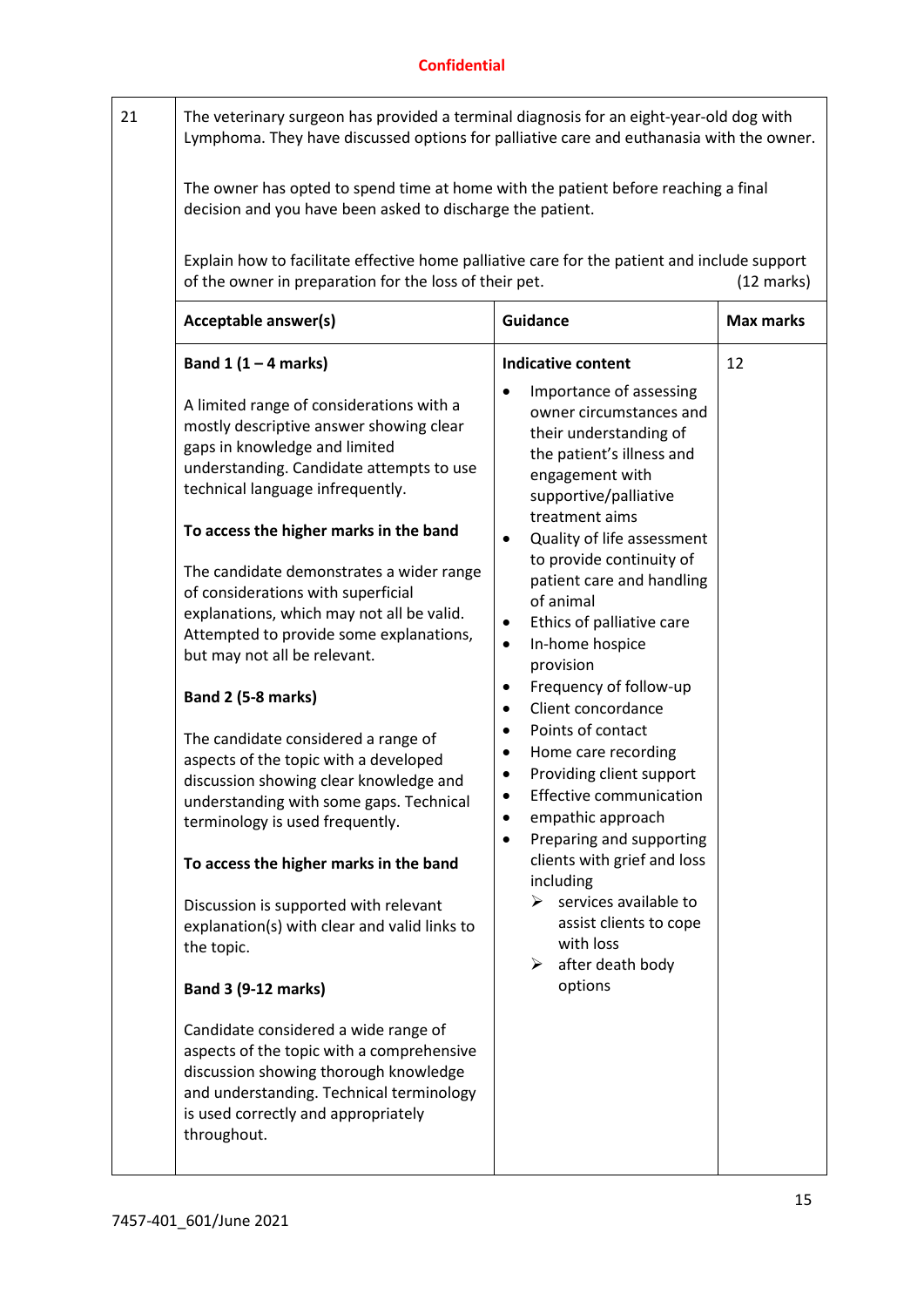**Confidential**

| 21 | The veterinary surgeon has provided a terminal diagnosis for an eight-year-old dog with Lymphoma. They have discussed options for palliative care and euthanasia with the owner.<br><br>The owner has opted to spend time at home with the patient before reaching a final decision and you have been asked to discharge the patient.<br><br>Explain how to facilitate effective home palliative care for the patient and include support of the owner in preparation for the loss of their pet. (12 marks) | | |
|---|---|---|---|
| | **Acceptable answer(s)** | **Guidance** | **Max marks** |
| | **Band 1 (1 – 4 marks)**<br><br>A limited range of considerations with a mostly descriptive answer showing clear gaps in knowledge and limited understanding. Candidate attempts to use technical language infrequently.<br><br>**To access the higher marks in the band**<br><br>The candidate demonstrates a wider range of considerations with superficial explanations, which may not all be valid. Attempted to provide some explanations, but may not all be relevant.<br><br>**Band 2 (5-8 marks)**<br><br>The candidate considered a range of aspects of the topic with a developed discussion showing clear knowledge and understanding with some gaps. Technical terminology is used frequently.<br><br>**To access the higher marks in the band**<br><br>Discussion is supported with relevant explanation(s) with clear and valid links to the topic.<br><br>**Band 3 (9-12 marks)**<br><br>Candidate considered a wide range of aspects of the topic with a comprehensive discussion showing thorough knowledge and understanding. Technical terminology is used correctly and appropriately throughout. | **Indicative content**<br><br>• Importance of assessing owner circumstances and their understanding of the patient's illness and engagement with supportive/palliative treatment aims<br>• Quality of life assessment to provide continuity of patient care and handling of animal<br>• Ethics of palliative care<br>• In-home hospice provision<br>• Frequency of follow-up<br>• Client concordance<br>• Points of contact<br>• Home care recording<br>• Providing client support<br>• Effective communication<br>• empathic approach<br>• Preparing and supporting clients with grief and loss including<br>  ➢ services available to assist clients to cope with loss<br>  ➢ after death body options | 12 |

7457-401_601/June 2021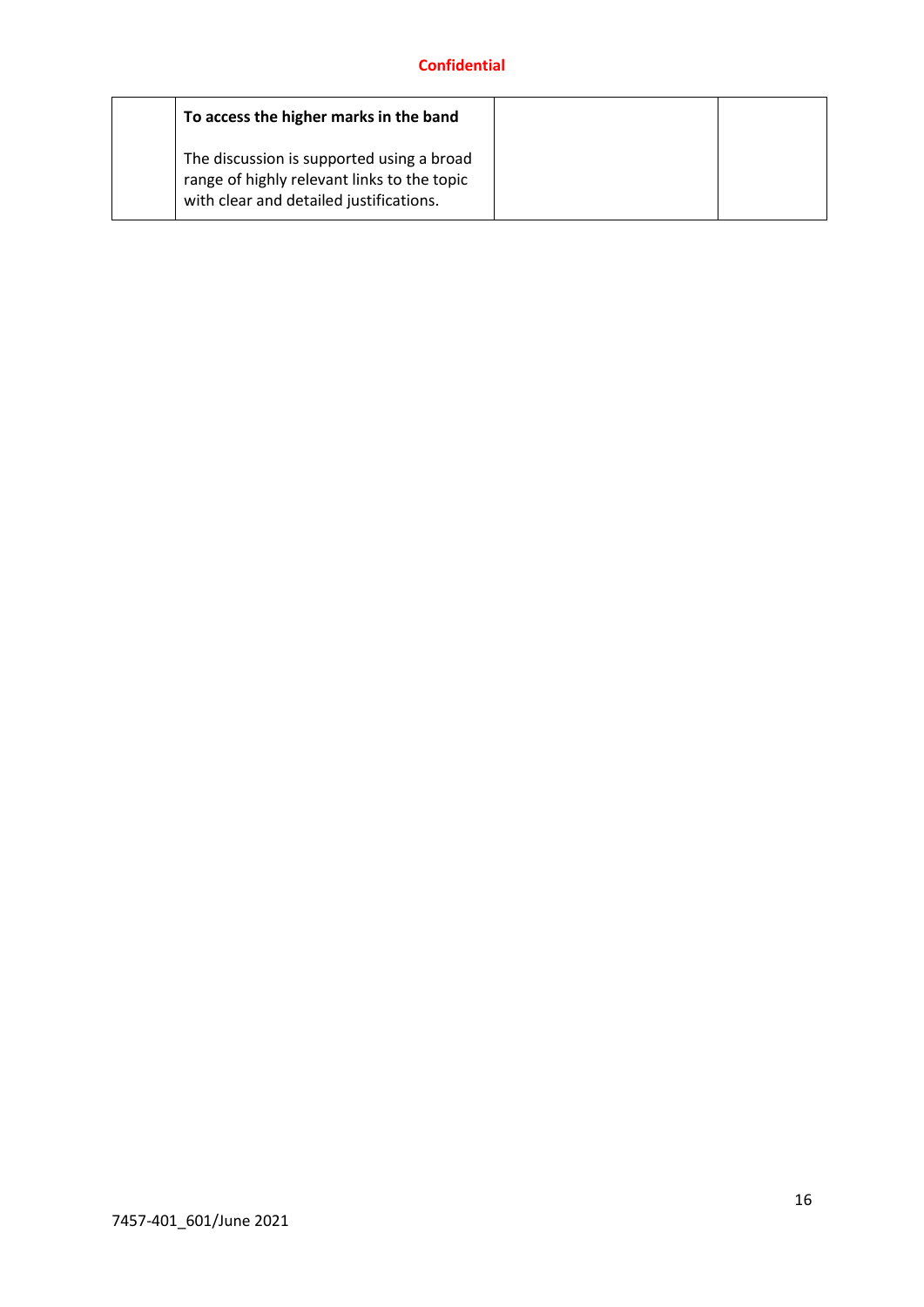| | | | |
|---|---|---|---|
| | **To access the higher marks in the band**<br><br>The discussion is supported using a broad range of highly relevant links to the topic with clear and detailed justifications. | | |